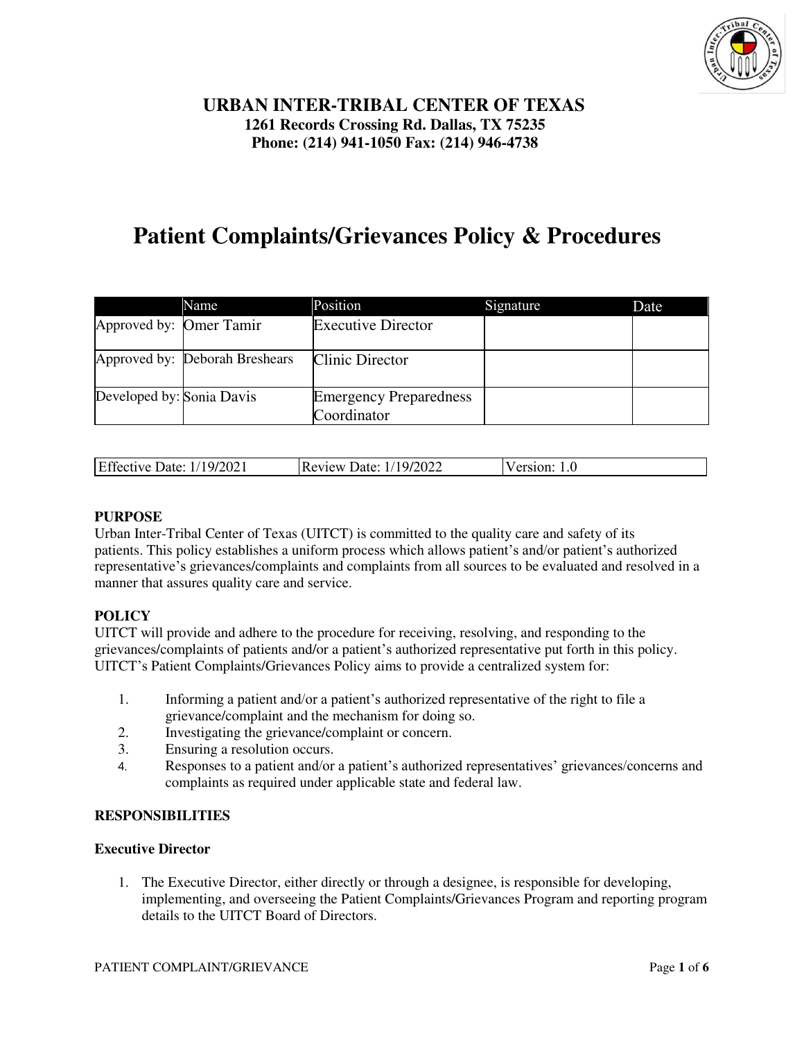**URBAN INTER-TRIBAL CENTER OF TEXAS**
**1261 Records Crossing Rd. Dallas, TX 75235**
**Phone: (214) 941-1050 Fax: (214) 946-4738**

# Patient Complaints/Grievances Policy & Procedures

| | Name | Position | Signature | Date |
|---|---|---|---|---|
| Approved by: | Omer Tamir | Executive Director | | |
| Approved by: | Deborah Breshears | Clinic Director | | |
| Developed by: | Sonia Davis | Emergency Preparedness Coordinator | | |

| Effective Date: 1/19/2021 | Review Date: 1/19/2022 | Version: 1.0 |
|---|---|---|

## PURPOSE

Urban Inter-Tribal Center of Texas (UITCT) is committed to the quality care and safety of its patients. This policy establishes a uniform process which allows patient's and/or patient's authorized representative's grievances/complaints and complaints from all sources to be evaluated and resolved in a manner that assures quality care and service.

## POLICY

UITCT will provide and adhere to the procedure for receiving, resolving, and responding to the grievances/complaints of patients and/or a patient's authorized representative put forth in this policy. UITCT's Patient Complaints/Grievances Policy aims to provide a centralized system for:

1. Informing a patient and/or a patient's authorized representative of the right to file a grievance/complaint and the mechanism for doing so.
2. Investigating the grievance/complaint or concern.
3. Ensuring a resolution occurs.
4. Responses to a patient and/or a patient's authorized representatives' grievances/concerns and complaints as required under applicable state and federal law.

## RESPONSIBILITIES

### Executive Director

1. The Executive Director, either directly or through a designee, is responsible for developing, implementing, and overseeing the Patient Complaints/Grievances Program and reporting program details to the UITCT Board of Directors.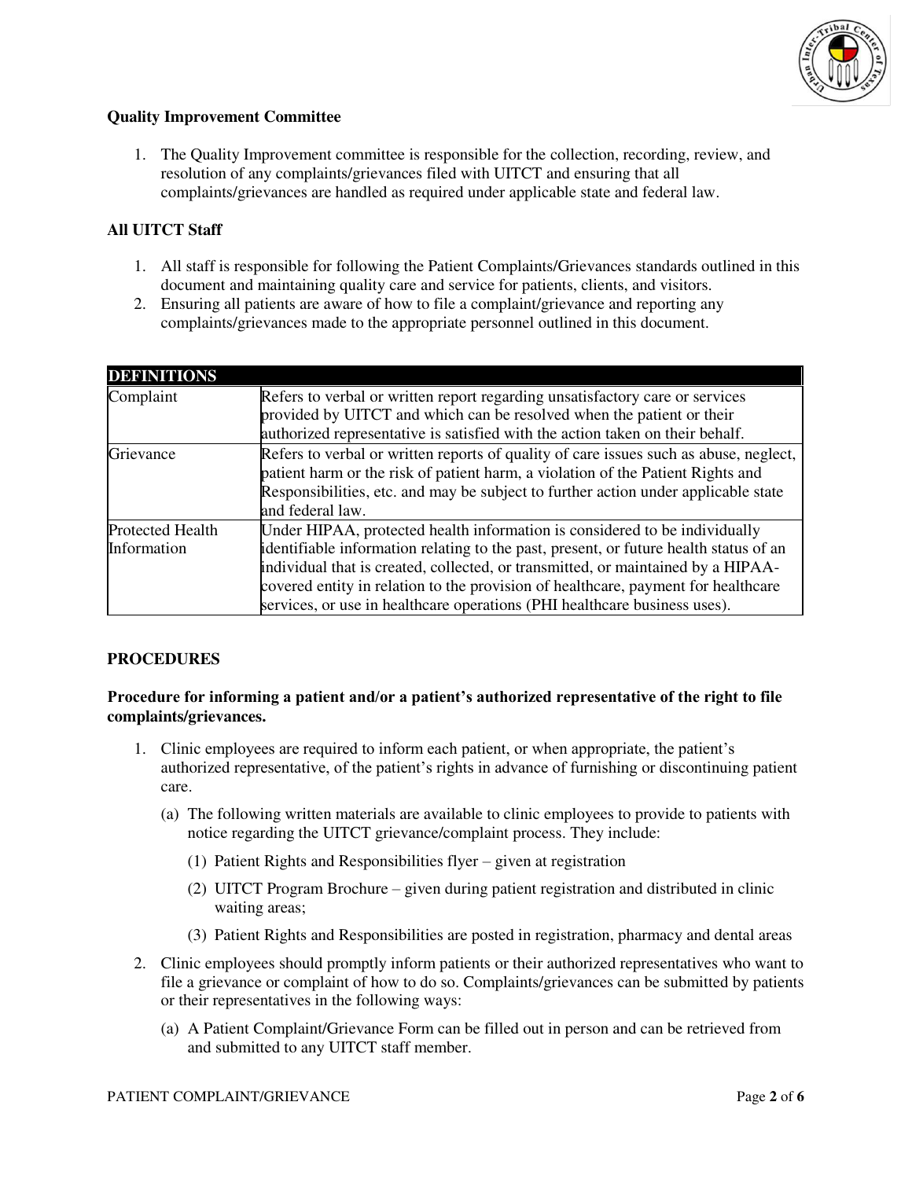**Quality Improvement Committee**

1. The Quality Improvement committee is responsible for the collection, recording, review, and resolution of any complaints/grievances filed with UITCT and ensuring that all complaints/grievances are handled as required under applicable state and federal law.

**All UITCT Staff**

1. All staff is responsible for following the Patient Complaints/Grievances standards outlined in this document and maintaining quality care and service for patients, clients, and visitors.
2. Ensuring all patients are aware of how to file a complaint/grievance and reporting any complaints/grievances made to the appropriate personnel outlined in this document.

| **DEFINITIONS** | |
|---|---|
| Complaint | Refers to verbal or written report regarding unsatisfactory care or services provided by UITCT and which can be resolved when the patient or their authorized representative is satisfied with the action taken on their behalf. |
| Grievance | Refers to verbal or written reports of quality of care issues such as abuse, neglect, patient harm or the risk of patient harm, a violation of the Patient Rights and Responsibilities, etc. and may be subject to further action under applicable state and federal law. |
| Protected Health Information | Under HIPAA, protected health information is considered to be individually identifiable information relating to the past, present, or future health status of an individual that is created, collected, or transmitted, or maintained by a HIPAA-covered entity in relation to the provision of healthcare, payment for healthcare services, or use in healthcare operations (PHI healthcare business uses). |

**PROCEDURES**

**Procedure for informing a patient and/or a patient's authorized representative of the right to file complaints/grievances.**

1. Clinic employees are required to inform each patient, or when appropriate, the patient's authorized representative, of the patient's rights in advance of furnishing or discontinuing patient care.
   (a) The following written materials are available to clinic employees to provide to patients with notice regarding the UITCT grievance/complaint process. They include:
      (1) Patient Rights and Responsibilities flyer – given at registration
      (2) UITCT Program Brochure – given during patient registration and distributed in clinic waiting areas;
      (3) Patient Rights and Responsibilities are posted in registration, pharmacy and dental areas
2. Clinic employees should promptly inform patients or their authorized representatives who want to file a grievance or complaint of how to do so. Complaints/grievances can be submitted by patients or their representatives in the following ways:
   (a) A Patient Complaint/Grievance Form can be filled out in person and can be retrieved from and submitted to any UITCT staff member.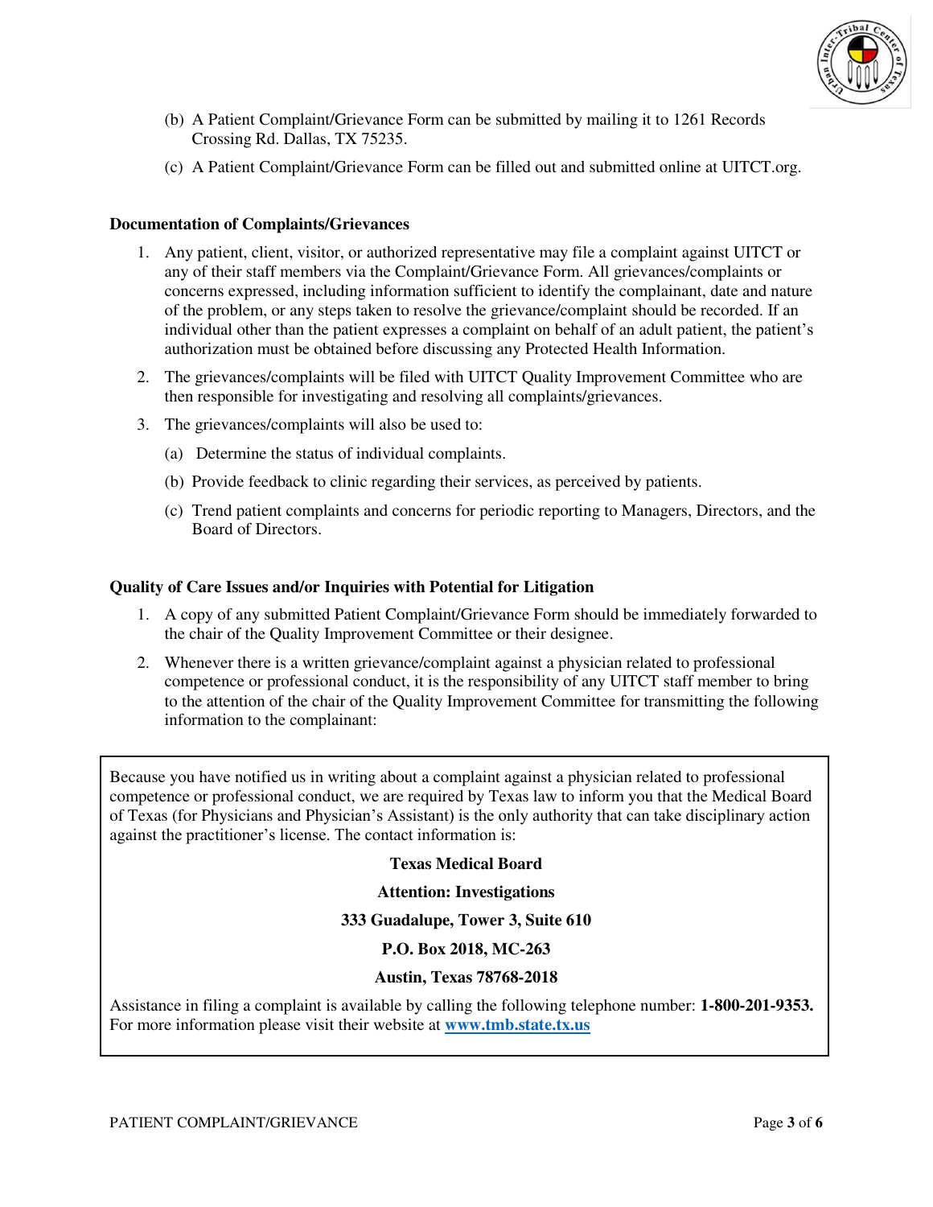(b) A Patient Complaint/Grievance Form can be submitted by mailing it to 1261 Records Crossing Rd. Dallas, TX 75235.

(c) A Patient Complaint/Grievance Form can be filled out and submitted online at UITCT.org.

**Documentation of Complaints/Grievances**

1. Any patient, client, visitor, or authorized representative may file a complaint against UITCT or any of their staff members via the Complaint/Grievance Form. All grievances/complaints or concerns expressed, including information sufficient to identify the complainant, date and nature of the problem, or any steps taken to resolve the grievance/complaint should be recorded. If an individual other than the patient expresses a complaint on behalf of an adult patient, the patient's authorization must be obtained before discussing any Protected Health Information.
2. The grievances/complaints will be filed with UITCT Quality Improvement Committee who are then responsible for investigating and resolving all complaints/grievances.
3. The grievances/complaints will also be used to:
   (a) Determine the status of individual complaints.
   (b) Provide feedback to clinic regarding their services, as perceived by patients.
   (c) Trend patient complaints and concerns for periodic reporting to Managers, Directors, and the Board of Directors.

**Quality of Care Issues and/or Inquiries with Potential for Litigation**

1. A copy of any submitted Patient Complaint/Grievance Form should be immediately forwarded to the chair of the Quality Improvement Committee or their designee.
2. Whenever there is a written grievance/complaint against a physician related to professional competence or professional conduct, it is the responsibility of any UITCT staff member to bring to the attention of the chair of the Quality Improvement Committee for transmitting the following information to the complainant:

Because you have notified us in writing about a complaint against a physician related to professional competence or professional conduct, we are required by Texas law to inform you that the Medical Board of Texas (for Physicians and Physician's Assistant) is the only authority that can take disciplinary action against the practitioner's license. The contact information is:

**Texas Medical Board**

**Attention: Investigations**

**333 Guadalupe, Tower 3, Suite 610**

**P.O. Box 2018, MC-263**

**Austin, Texas 78768-2018**

Assistance in filing a complaint is available by calling the following telephone number: **1-800-201-9353.** For more information please visit their website at **www.tmb.state.tx.us**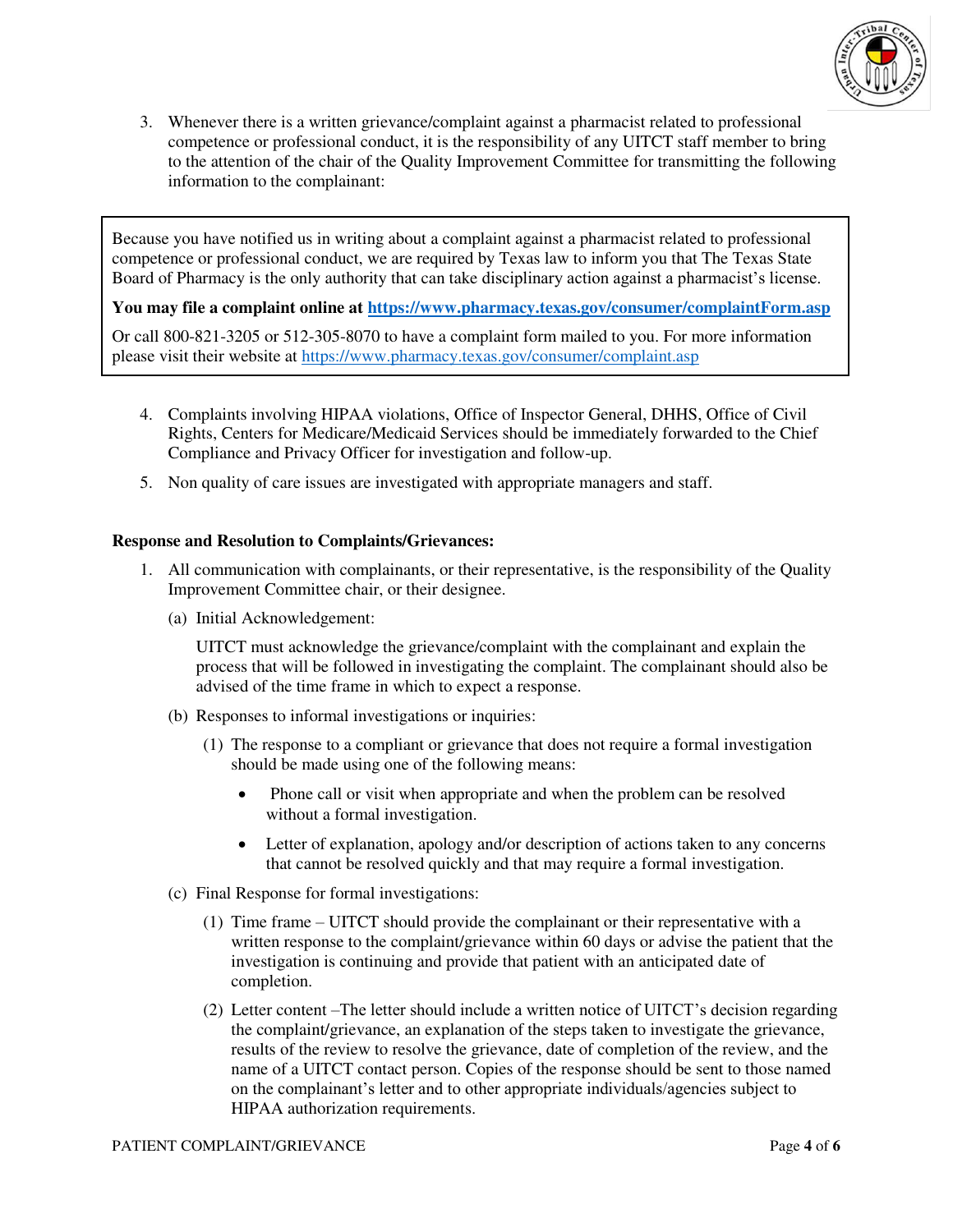3. Whenever there is a written grievance/complaint against a pharmacist related to professional competence or professional conduct, it is the responsibility of any UITCT staff member to bring to the attention of the chair of the Quality Improvement Committee for transmitting the following information to the complainant:

> Because you have notified us in writing about a complaint against a pharmacist related to professional competence or professional conduct, we are required by Texas law to inform you that The Texas State Board of Pharmacy is the only authority that can take disciplinary action against a pharmacist's license.
>
> **You may file a complaint online at [https://www.pharmacy.texas.gov/consumer/complaintForm.asp](https://www.pharmacy.texas.gov/consumer/complaintForm.asp)**
>
> Or call 800-821-3205 or 512-305-8070 to have a complaint form mailed to you. For more information please visit their website at [https://www.pharmacy.texas.gov/consumer/complaint.asp](https://www.pharmacy.texas.gov/consumer/complaint.asp)

4. Complaints involving HIPAA violations, Office of Inspector General, DHHS, Office of Civil Rights, Centers for Medicare/Medicaid Services should be immediately forwarded to the Chief Compliance and Privacy Officer for investigation and follow-up.
5. Non quality of care issues are investigated with appropriate managers and staff.

**Response and Resolution to Complaints/Grievances:**

1. All communication with complainants, or their representative, is the responsibility of the Quality Improvement Committee chair, or their designee.

   (a) Initial Acknowledgement:

   UITCT must acknowledge the grievance/complaint with the complainant and explain the process that will be followed in investigating the complaint. The complainant should also be advised of the time frame in which to expect a response.

   (b) Responses to informal investigations or inquiries:

   (1) The response to a compliant or grievance that does not require a formal investigation should be made using one of the following means:

   - Phone call or visit when appropriate and when the problem can be resolved without a formal investigation.
   - Letter of explanation, apology and/or description of actions taken to any concerns that cannot be resolved quickly and that may require a formal investigation.

   (c) Final Response for formal investigations:

   (1) Time frame – UITCT should provide the complainant or their representative with a written response to the complaint/grievance within 60 days or advise the patient that the investigation is continuing and provide that patient with an anticipated date of completion.

   (2) Letter content –The letter should include a written notice of UITCT's decision regarding the complaint/grievance, an explanation of the steps taken to investigate the grievance, results of the review to resolve the grievance, date of completion of the review, and the name of a UITCT contact person. Copies of the response should be sent to those named on the complainant's letter and to other appropriate individuals/agencies subject to HIPAA authorization requirements.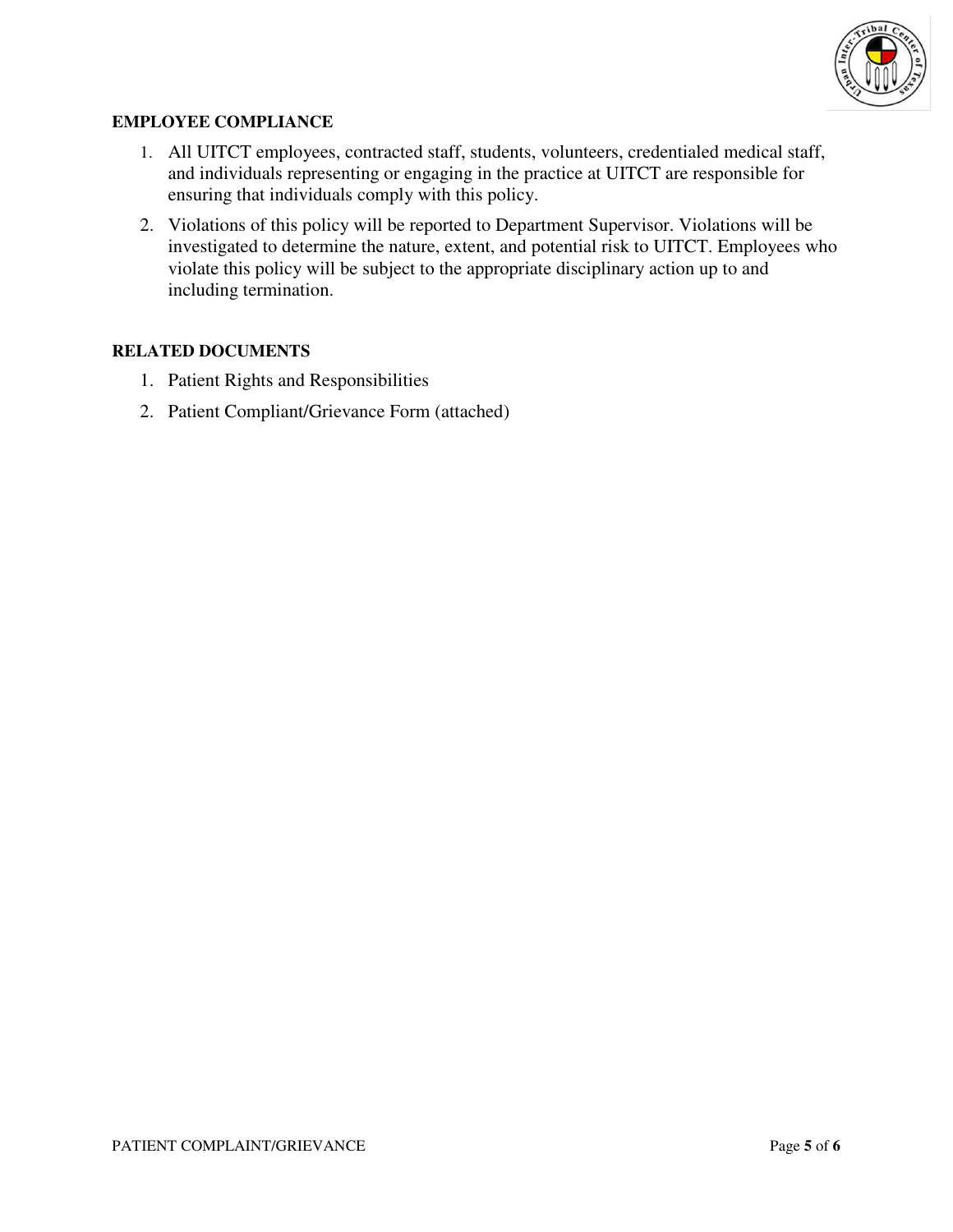**EMPLOYEE COMPLIANCE**

1. All UITCT employees, contracted staff, students, volunteers, credentialed medical staff, and individuals representing or engaging in the practice at UITCT are responsible for ensuring that individuals comply with this policy.
2. Violations of this policy will be reported to Department Supervisor. Violations will be investigated to determine the nature, extent, and potential risk to UITCT. Employees who violate this policy will be subject to the appropriate disciplinary action up to and including termination.

**RELATED DOCUMENTS**

1. Patient Rights and Responsibilities
2. Patient Compliant/Grievance Form (attached)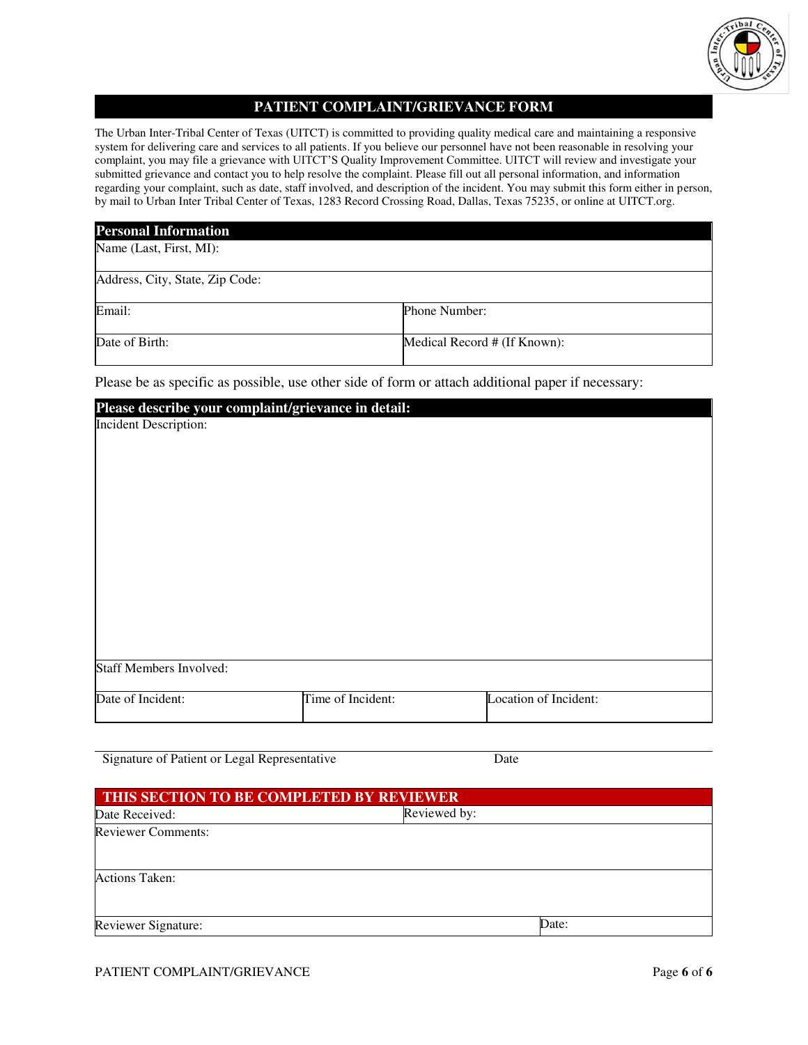# PATIENT COMPLAINT/GRIEVANCE FORM

The Urban Inter-Tribal Center of Texas (UITCT) is committed to providing quality medical care and maintaining a responsive system for delivering care and services to all patients. If you believe our personnel have not been reasonable in resolving your complaint, you may file a grievance with UITCT'S Quality Improvement Committee. UITCT will review and investigate your submitted grievance and contact you to help resolve the complaint. Please fill out all personal information, and information regarding your complaint, such as date, staff involved, and description of the incident. You may submit this form either in person, by mail to Urban Inter Tribal Center of Texas, 1283 Record Crossing Road, Dallas, Texas 75235, or online at UITCT.org.

| **Personal Information** | |
|---|---|
| Name (Last, First, MI): | |
| Address, City, State, Zip Code: | |
| Email: | Phone Number: |
| Date of Birth: | Medical Record # (If Known): |

Please be as specific as possible, use other side of form or attach additional paper if necessary:

| **Please describe your complaint/grievance in detail:** | | |
|---|---|---|
| Incident Description: | | |
| Staff Members Involved: | | |
| Date of Incident: | Time of Incident: | Location of Incident: |

Signature of Patient or Legal Representative　　　　　　　　　　Date

| **THIS SECTION TO BE COMPLETED BY REVIEWER** | |
|---|---|
| Date Received: | Reviewed by: |
| Reviewer Comments: | |
| Actions Taken: | |
| Reviewer Signature: | Date: |